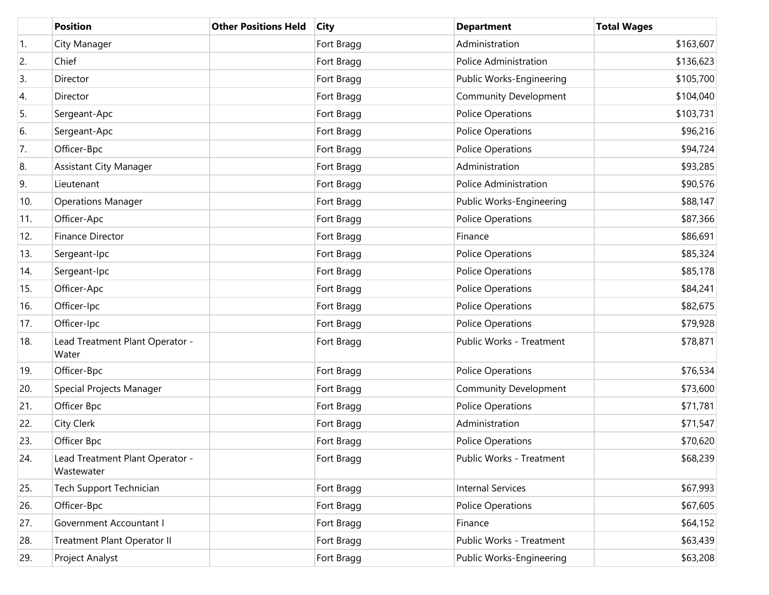| | Position | Other Positions Held | City | Department | Total Wages |
|---|---|---|---|---|---|
| 1. | City Manager | | Fort Bragg | Administration | $163,607 |
| 2. | Chief | | Fort Bragg | Police Administration | $136,623 |
| 3. | Director | | Fort Bragg | Public Works-Engineering | $105,700 |
| 4. | Director | | Fort Bragg | Community Development | $104,040 |
| 5. | Sergeant-Apc | | Fort Bragg | Police Operations | $103,731 |
| 6. | Sergeant-Apc | | Fort Bragg | Police Operations | $96,216 |
| 7. | Officer-Bpc | | Fort Bragg | Police Operations | $94,724 |
| 8. | Assistant City Manager | | Fort Bragg | Administration | $93,285 |
| 9. | Lieutenant | | Fort Bragg | Police Administration | $90,576 |
| 10. | Operations Manager | | Fort Bragg | Public Works-Engineering | $88,147 |
| 11. | Officer-Apc | | Fort Bragg | Police Operations | $87,366 |
| 12. | Finance Director | | Fort Bragg | Finance | $86,691 |
| 13. | Sergeant-Ipc | | Fort Bragg | Police Operations | $85,324 |
| 14. | Sergeant-Ipc | | Fort Bragg | Police Operations | $85,178 |
| 15. | Officer-Apc | | Fort Bragg | Police Operations | $84,241 |
| 16. | Officer-Ipc | | Fort Bragg | Police Operations | $82,675 |
| 17. | Officer-Ipc | | Fort Bragg | Police Operations | $79,928 |
| 18. | Lead Treatment Plant Operator - Water | | Fort Bragg | Public Works - Treatment | $78,871 |
| 19. | Officer-Bpc | | Fort Bragg | Police Operations | $76,534 |
| 20. | Special Projects Manager | | Fort Bragg | Community Development | $73,600 |
| 21. | Officer Bpc | | Fort Bragg | Police Operations | $71,781 |
| 22. | City Clerk | | Fort Bragg | Administration | $71,547 |
| 23. | Officer Bpc | | Fort Bragg | Police Operations | $70,620 |
| 24. | Lead Treatment Plant Operator - Wastewater | | Fort Bragg | Public Works - Treatment | $68,239 |
| 25. | Tech Support Technician | | Fort Bragg | Internal Services | $67,993 |
| 26. | Officer-Bpc | | Fort Bragg | Police Operations | $67,605 |
| 27. | Government Accountant I | | Fort Bragg | Finance | $64,152 |
| 28. | Treatment Plant Operator II | | Fort Bragg | Public Works - Treatment | $63,439 |
| 29. | Project Analyst | | Fort Bragg | Public Works-Engineering | $63,208 |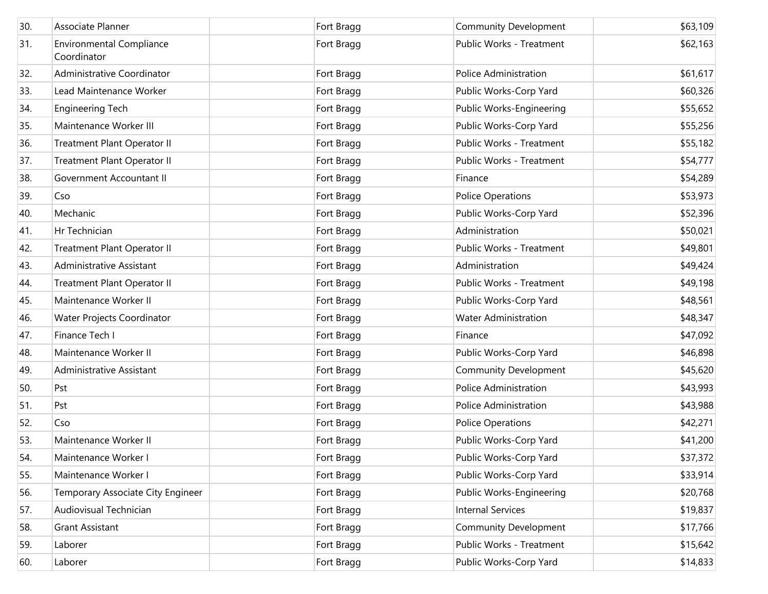| 30. | Associate Planner | | Fort Bragg | Community Development | $63,109 |
|---|---|---|---|---|---|
| 31. | Environmental Compliance Coordinator | | Fort Bragg | Public Works - Treatment | $62,163 |
| 32. | Administrative Coordinator | | Fort Bragg | Police Administration | $61,617 |
| 33. | Lead Maintenance Worker | | Fort Bragg | Public Works-Corp Yard | $60,326 |
| 34. | Engineering Tech | | Fort Bragg | Public Works-Engineering | $55,652 |
| 35. | Maintenance Worker III | | Fort Bragg | Public Works-Corp Yard | $55,256 |
| 36. | Treatment Plant Operator II | | Fort Bragg | Public Works - Treatment | $55,182 |
| 37. | Treatment Plant Operator II | | Fort Bragg | Public Works - Treatment | $54,777 |
| 38. | Government Accountant II | | Fort Bragg | Finance | $54,289 |
| 39. | Cso | | Fort Bragg | Police Operations | $53,973 |
| 40. | Mechanic | | Fort Bragg | Public Works-Corp Yard | $52,396 |
| 41. | Hr Technician | | Fort Bragg | Administration | $50,021 |
| 42. | Treatment Plant Operator II | | Fort Bragg | Public Works - Treatment | $49,801 |
| 43. | Administrative Assistant | | Fort Bragg | Administration | $49,424 |
| 44. | Treatment Plant Operator II | | Fort Bragg | Public Works - Treatment | $49,198 |
| 45. | Maintenance Worker II | | Fort Bragg | Public Works-Corp Yard | $48,561 |
| 46. | Water Projects Coordinator | | Fort Bragg | Water Administration | $48,347 |
| 47. | Finance Tech I | | Fort Bragg | Finance | $47,092 |
| 48. | Maintenance Worker II | | Fort Bragg | Public Works-Corp Yard | $46,898 |
| 49. | Administrative Assistant | | Fort Bragg | Community Development | $45,620 |
| 50. | Pst | | Fort Bragg | Police Administration | $43,993 |
| 51. | Pst | | Fort Bragg | Police Administration | $43,988 |
| 52. | Cso | | Fort Bragg | Police Operations | $42,271 |
| 53. | Maintenance Worker II | | Fort Bragg | Public Works-Corp Yard | $41,200 |
| 54. | Maintenance Worker I | | Fort Bragg | Public Works-Corp Yard | $37,372 |
| 55. | Maintenance Worker I | | Fort Bragg | Public Works-Corp Yard | $33,914 |
| 56. | Temporary Associate City Engineer | | Fort Bragg | Public Works-Engineering | $20,768 |
| 57. | Audiovisual Technician | | Fort Bragg | Internal Services | $19,837 |
| 58. | Grant Assistant | | Fort Bragg | Community Development | $17,766 |
| 59. | Laborer | | Fort Bragg | Public Works - Treatment | $15,642 |
| 60. | Laborer | | Fort Bragg | Public Works-Corp Yard | $14,833 |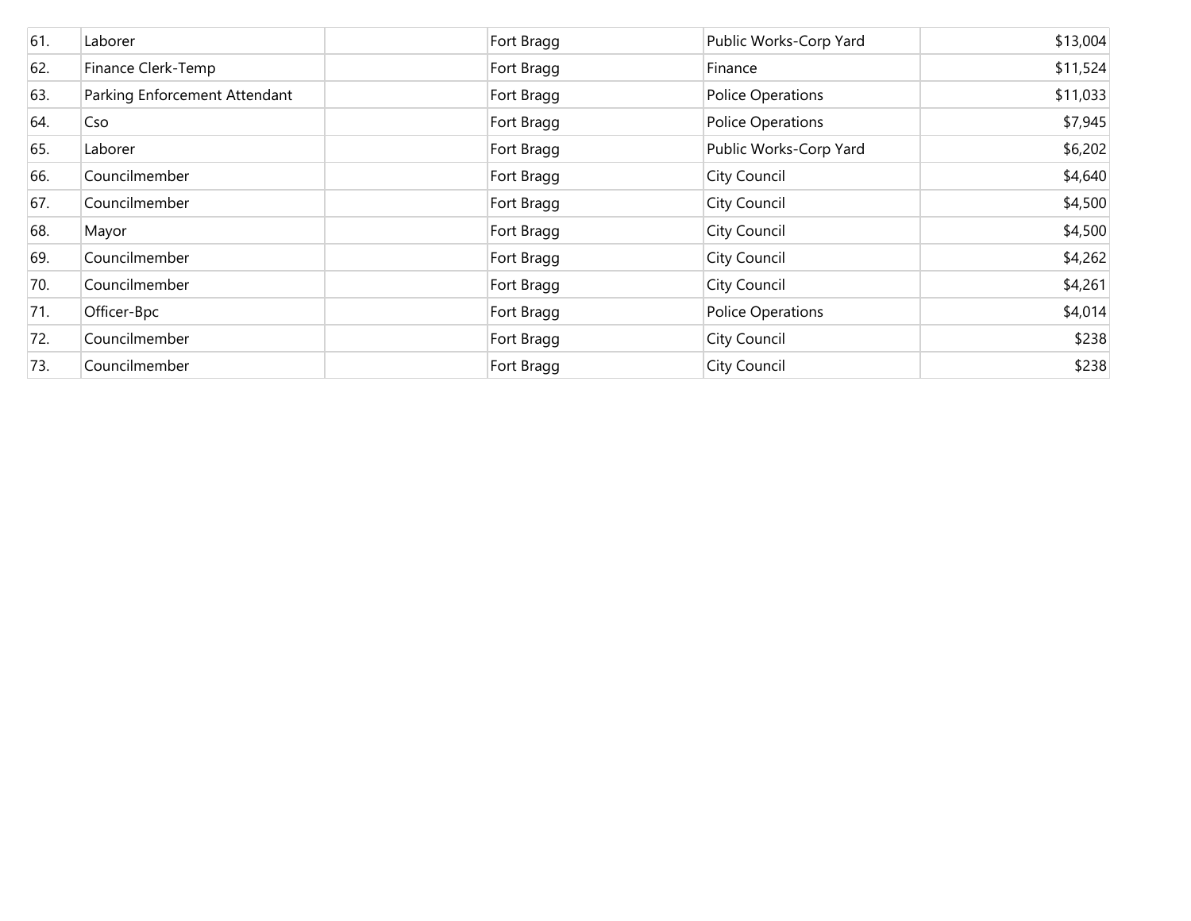| | | | | | |
|---|---|---|---|---|---|
| 61. | Laborer | | Fort Bragg | Public Works-Corp Yard | $13,004 |
| 62. | Finance Clerk-Temp | | Fort Bragg | Finance | $11,524 |
| 63. | Parking Enforcement Attendant | | Fort Bragg | Police Operations | $11,033 |
| 64. | Cso | | Fort Bragg | Police Operations | $7,945 |
| 65. | Laborer | | Fort Bragg | Public Works-Corp Yard | $6,202 |
| 66. | Councilmember | | Fort Bragg | City Council | $4,640 |
| 67. | Councilmember | | Fort Bragg | City Council | $4,500 |
| 68. | Mayor | | Fort Bragg | City Council | $4,500 |
| 69. | Councilmember | | Fort Bragg | City Council | $4,262 |
| 70. | Councilmember | | Fort Bragg | City Council | $4,261 |
| 71. | Officer-Bpc | | Fort Bragg | Police Operations | $4,014 |
| 72. | Councilmember | | Fort Bragg | City Council | $238 |
| 73. | Councilmember | | Fort Bragg | City Council | $238 |